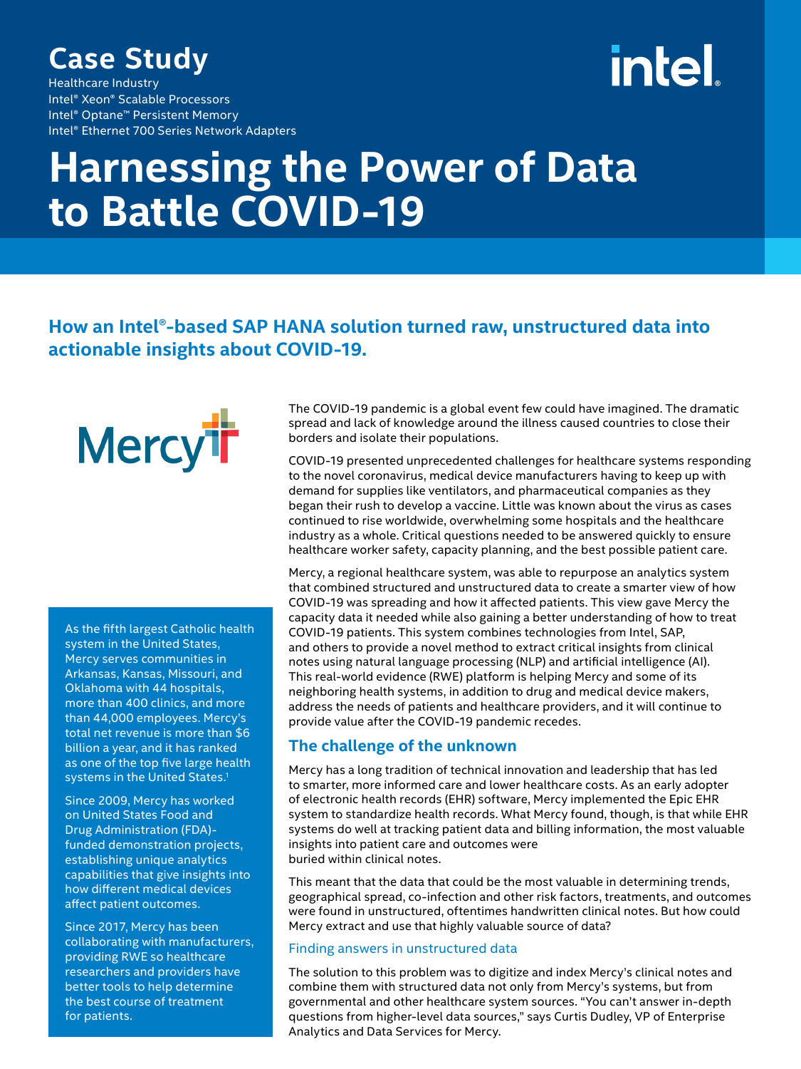# Case Study

Healthcare Industry
Intel® Xeon® Scalable Processors
Intel® Optane™ Persistent Memory
Intel® Ethernet 700 Series Network Adapters

# Harnessing the Power of Data to Battle COVID-19

## How an Intel®-based SAP HANA solution turned raw, unstructured data into actionable insights about COVID-19.

As the fifth largest Catholic health system in the United States, Mercy serves communities in Arkansas, Kansas, Missouri, and Oklahoma with 44 hospitals, more than 400 clinics, and more than 44,000 employees. Mercy's total net revenue is more than $6 billion a year, and it has ranked as one of the top five large health systems in the United States.[1]

Since 2009, Mercy has worked on United States Food and Drug Administration (FDA)-funded demonstration projects, establishing unique analytics capabilities that give insights into how different medical devices affect patient outcomes.

Since 2017, Mercy has been collaborating with manufacturers, providing RWE so healthcare researchers and providers have better tools to help determine the best course of treatment for patients.

The COVID-19 pandemic is a global event few could have imagined. The dramatic spread and lack of knowledge around the illness caused countries to close their borders and isolate their populations.

COVID-19 presented unprecedented challenges for healthcare systems responding to the novel coronavirus, medical device manufacturers having to keep up with demand for supplies like ventilators, and pharmaceutical companies as they began their rush to develop a vaccine. Little was known about the virus as cases continued to rise worldwide, overwhelming some hospitals and the healthcare industry as a whole. Critical questions needed to be answered quickly to ensure healthcare worker safety, capacity planning, and the best possible patient care.

Mercy, a regional healthcare system, was able to repurpose an analytics system that combined structured and unstructured data to create a smarter view of how COVID-19 was spreading and how it affected patients. This view gave Mercy the capacity data it needed while also gaining a better understanding of how to treat COVID-19 patients. This system combines technologies from Intel, SAP, and others to provide a novel method to extract critical insights from clinical notes using natural language processing (NLP) and artificial intelligence (AI). This real-world evidence (RWE) platform is helping Mercy and some of its neighboring health systems, in addition to drug and medical device makers, address the needs of patients and healthcare providers, and it will continue to provide value after the COVID-19 pandemic recedes.

## The challenge of the unknown

Mercy has a long tradition of technical innovation and leadership that has led to smarter, more informed care and lower healthcare costs. As an early adopter of electronic health records (EHR) software, Mercy implemented the Epic EHR system to standardize health records. What Mercy found, though, is that while EHR systems do well at tracking patient data and billing information, the most valuable insights into patient care and outcomes were buried within clinical notes.

This meant that the data that could be the most valuable in determining trends, geographical spread, co-infection and other risk factors, treatments, and outcomes were found in unstructured, oftentimes handwritten clinical notes. But how could Mercy extract and use that highly valuable source of data?

### Finding answers in unstructured data

The solution to this problem was to digitize and index Mercy's clinical notes and combine them with structured data not only from Mercy's systems, but from governmental and other healthcare system sources. "You can't answer in-depth questions from higher-level data sources," says Curtis Dudley, VP of Enterprise Analytics and Data Services for Mercy.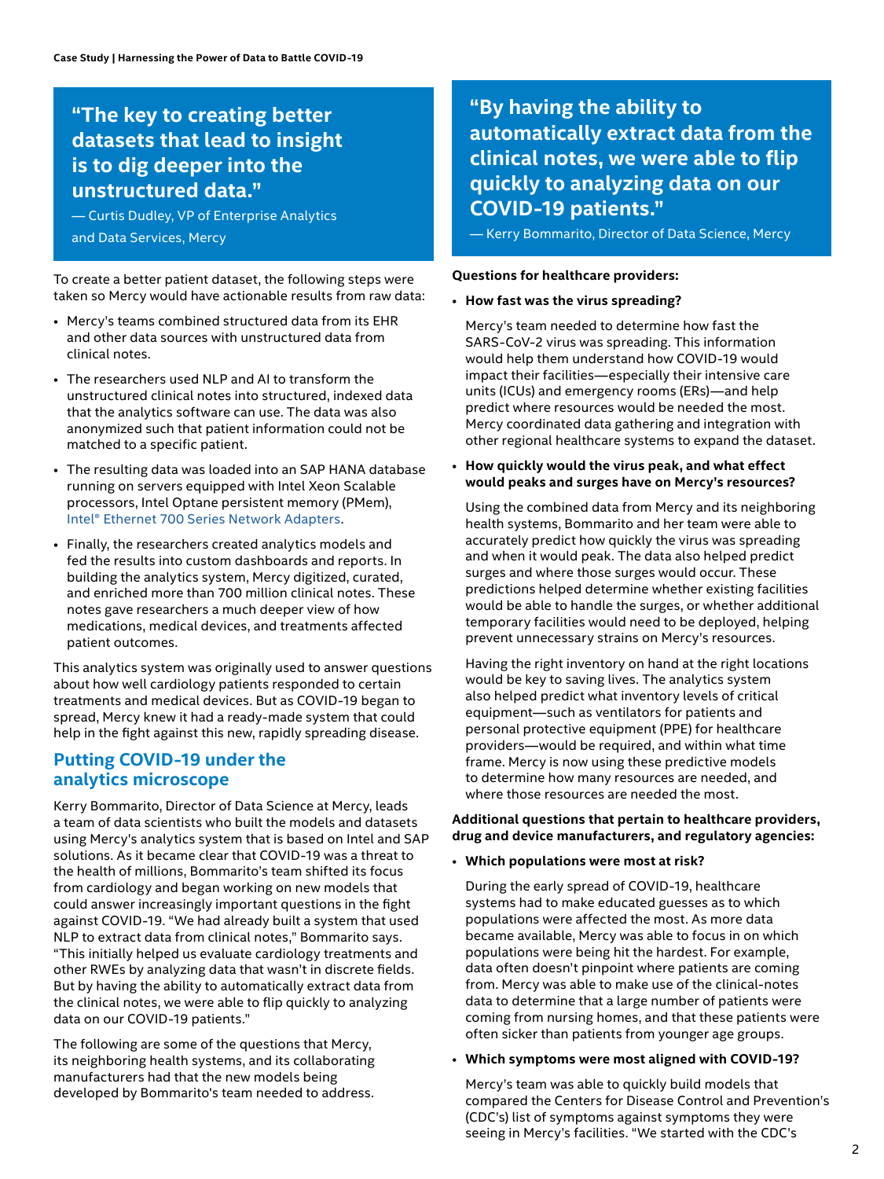> **“The key to creating better datasets that lead to insight is to dig deeper into the unstructured data.”**
>
> — Curtis Dudley, VP of Enterprise Analytics and Data Services, Mercy

To create a better patient dataset, the following steps were taken so Mercy would have actionable results from raw data:

- Mercy's teams combined structured data from its EHR and other data sources with unstructured data from clinical notes.
- The researchers used NLP and AI to transform the unstructured clinical notes into structured, indexed data that the analytics software can use. The data was also anonymized such that patient information could not be matched to a specific patient.
- The resulting data was loaded into an SAP HANA database running on servers equipped with Intel Xeon Scalable processors, Intel Optane persistent memory (PMem), Intel® Ethernet 700 Series Network Adapters.
- Finally, the researchers created analytics models and fed the results into custom dashboards and reports. In building the analytics system, Mercy digitized, curated, and enriched more than 700 million clinical notes. These notes gave researchers a much deeper view of how medications, medical devices, and treatments affected patient outcomes.

This analytics system was originally used to answer questions about how well cardiology patients responded to certain treatments and medical devices. But as COVID-19 began to spread, Mercy knew it had a ready-made system that could help in the fight against this new, rapidly spreading disease.

## Putting COVID-19 under the analytics microscope

Kerry Bommarito, Director of Data Science at Mercy, leads a team of data scientists who built the models and datasets using Mercy's analytics system that is based on Intel and SAP solutions. As it became clear that COVID-19 was a threat to the health of millions, Bommarito's team shifted its focus from cardiology and began working on new models that could answer increasingly important questions in the fight against COVID-19. “We had already built a system that used NLP to extract data from clinical notes,” Bommarito says. “This initially helped us evaluate cardiology treatments and other RWEs by analyzing data that wasn't in discrete fields. But by having the ability to automatically extract data from the clinical notes, we were able to flip quickly to analyzing data on our COVID-19 patients.”

The following are some of the questions that Mercy, its neighboring health systems, and its collaborating manufacturers had that the new models being developed by Bommarito's team needed to address.

> **“By having the ability to automatically extract data from the clinical notes, we were able to flip quickly to analyzing data on our COVID-19 patients.”**
>
> — Kerry Bommarito, Director of Data Science, Mercy

**Questions for healthcare providers:**

- **How fast was the virus spreading?**

  Mercy's team needed to determine how fast the SARS-CoV-2 virus was spreading. This information would help them understand how COVID-19 would impact their facilities—especially their intensive care units (ICUs) and emergency rooms (ERs)—and help predict where resources would be needed the most. Mercy coordinated data gathering and integration with other regional healthcare systems to expand the dataset.

- **How quickly would the virus peak, and what effect would peaks and surges have on Mercy's resources?**

  Using the combined data from Mercy and its neighboring health systems, Bommarito and her team were able to accurately predict how quickly the virus was spreading and when it would peak. The data also helped predict surges and where those surges would occur. These predictions helped determine whether existing facilities would be able to handle the surges, or whether additional temporary facilities would need to be deployed, helping prevent unnecessary strains on Mercy's resources.

  Having the right inventory on hand at the right locations would be key to saving lives. The analytics system also helped predict what inventory levels of critical equipment—such as ventilators for patients and personal protective equipment (PPE) for healthcare providers—would be required, and within what time frame. Mercy is now using these predictive models to determine how many resources are needed, and where those resources are needed the most.

**Additional questions that pertain to healthcare providers, drug and device manufacturers, and regulatory agencies:**

- **Which populations were most at risk?**

  During the early spread of COVID-19, healthcare systems had to make educated guesses as to which populations were affected the most. As more data became available, Mercy was able to focus in on which populations were being hit the hardest. For example, data often doesn't pinpoint where patients are coming from. Mercy was able to make use of the clinical-notes data to determine that a large number of patients were coming from nursing homes, and that these patients were often sicker than patients from younger age groups.

- **Which symptoms were most aligned with COVID-19?**

  Mercy's team was able to quickly build models that compared the Centers for Disease Control and Prevention's (CDC's) list of symptoms against symptoms they were seeing in Mercy's facilities. “We started with the CDC's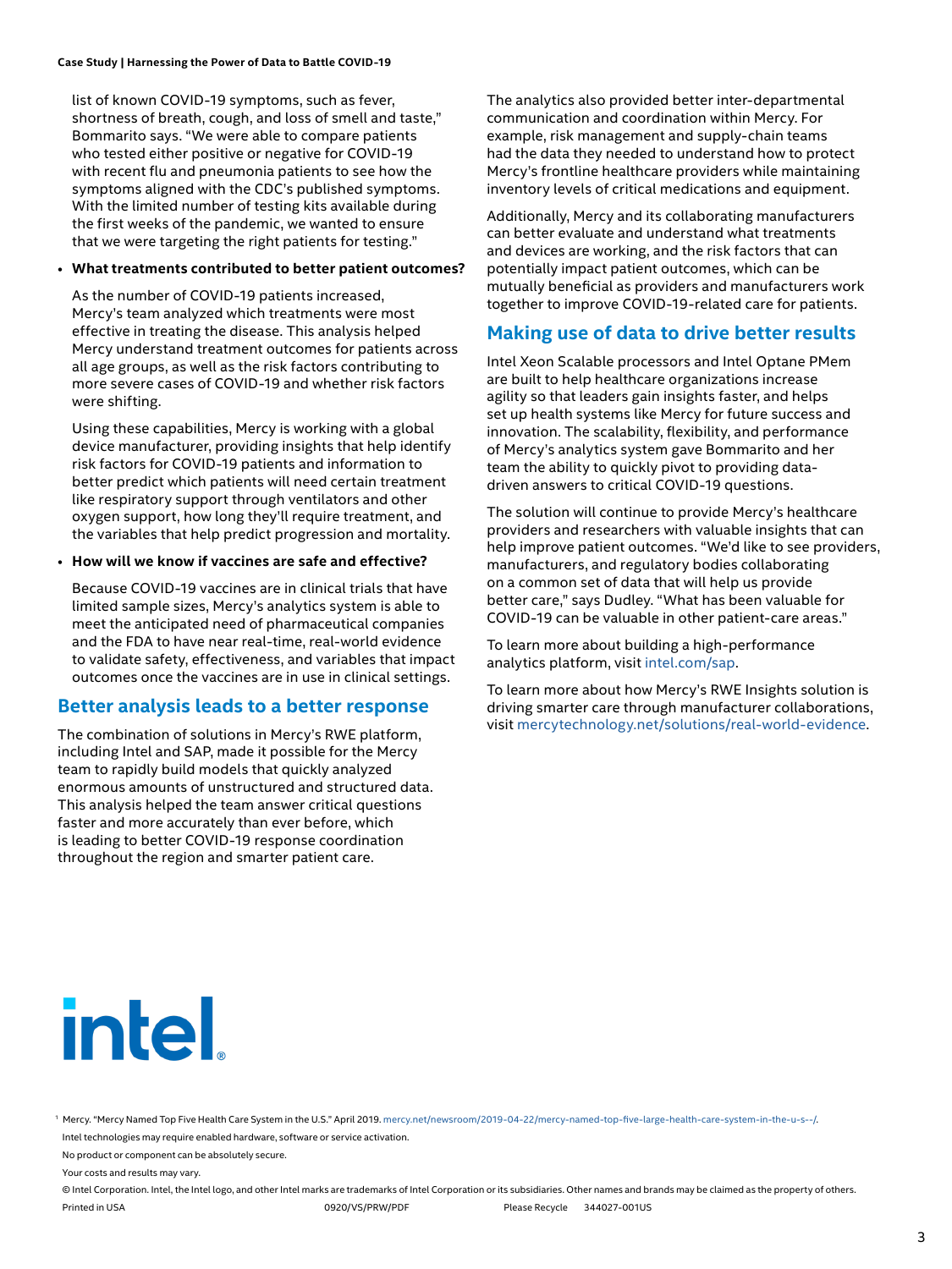list of known COVID-19 symptoms, such as fever, shortness of breath, cough, and loss of smell and taste," Bommarito says. "We were able to compare patients who tested either positive or negative for COVID-19 with recent flu and pneumonia patients to see how the symptoms aligned with the CDC's published symptoms. With the limited number of testing kits available during the first weeks of the pandemic, we wanted to ensure that we were targeting the right patients for testing."

- **What treatments contributed to better patient outcomes?**

  As the number of COVID-19 patients increased, Mercy's team analyzed which treatments were most effective in treating the disease. This analysis helped Mercy understand treatment outcomes for patients across all age groups, as well as the risk factors contributing to more severe cases of COVID-19 and whether risk factors were shifting.

  Using these capabilities, Mercy is working with a global device manufacturer, providing insights that help identify risk factors for COVID-19 patients and information to better predict which patients will need certain treatment like respiratory support through ventilators and other oxygen support, how long they'll require treatment, and the variables that help predict progression and mortality.

- **How will we know if vaccines are safe and effective?**

  Because COVID-19 vaccines are in clinical trials that have limited sample sizes, Mercy's analytics system is able to meet the anticipated need of pharmaceutical companies and the FDA to have near real-time, real-world evidence to validate safety, effectiveness, and variables that impact outcomes once the vaccines are in use in clinical settings.

## Better analysis leads to a better response

The combination of solutions in Mercy's RWE platform, including Intel and SAP, made it possible for the Mercy team to rapidly build models that quickly analyzed enormous amounts of unstructured and structured data. This analysis helped the team answer critical questions faster and more accurately than ever before, which is leading to better COVID-19 response coordination throughout the region and smarter patient care.

The analytics also provided better inter-departmental communication and coordination within Mercy. For example, risk management and supply-chain teams had the data they needed to understand how to protect Mercy's frontline healthcare providers while maintaining inventory levels of critical medications and equipment.

Additionally, Mercy and its collaborating manufacturers can better evaluate and understand what treatments and devices are working, and the risk factors that can potentially impact patient outcomes, which can be mutually beneficial as providers and manufacturers work together to improve COVID-19-related care for patients.

## Making use of data to drive better results

Intel Xeon Scalable processors and Intel Optane PMem are built to help healthcare organizations increase agility so that leaders gain insights faster, and helps set up health systems like Mercy for future success and innovation. The scalability, flexibility, and performance of Mercy's analytics system gave Bommarito and her team the ability to quickly pivot to providing data-driven answers to critical COVID-19 questions.

The solution will continue to provide Mercy's healthcare providers and researchers with valuable insights that can help improve patient outcomes. "We'd like to see providers, manufacturers, and regulatory bodies collaborating on a common set of data that will help us provide better care," says Dudley. "What has been valuable for COVID-19 can be valuable in other patient-care areas."

To learn more about building a high-performance analytics platform, visit intel.com/sap.

To learn more about how Mercy's RWE Insights solution is driving smarter care through manufacturer collaborations, visit mercytechnology.net/solutions/real-world-evidence.

intel.

[1] Mercy. "Mercy Named Top Five Health Care System in the U.S." April 2019. mercy.net/newsroom/2019-04-22/mercy-named-top-five-large-health-care-system-in-the-u-s--/.

Intel technologies may require enabled hardware, software or service activation.

No product or component can be absolutely secure.

Your costs and results may vary.

© Intel Corporation. Intel, the Intel logo, and other Intel marks are trademarks of Intel Corporation or its subsidiaries. Other names and brands may be claimed as the property of others.

Printed in USA 0920/VS/PRW/PDF Please Recycle 344027-001US